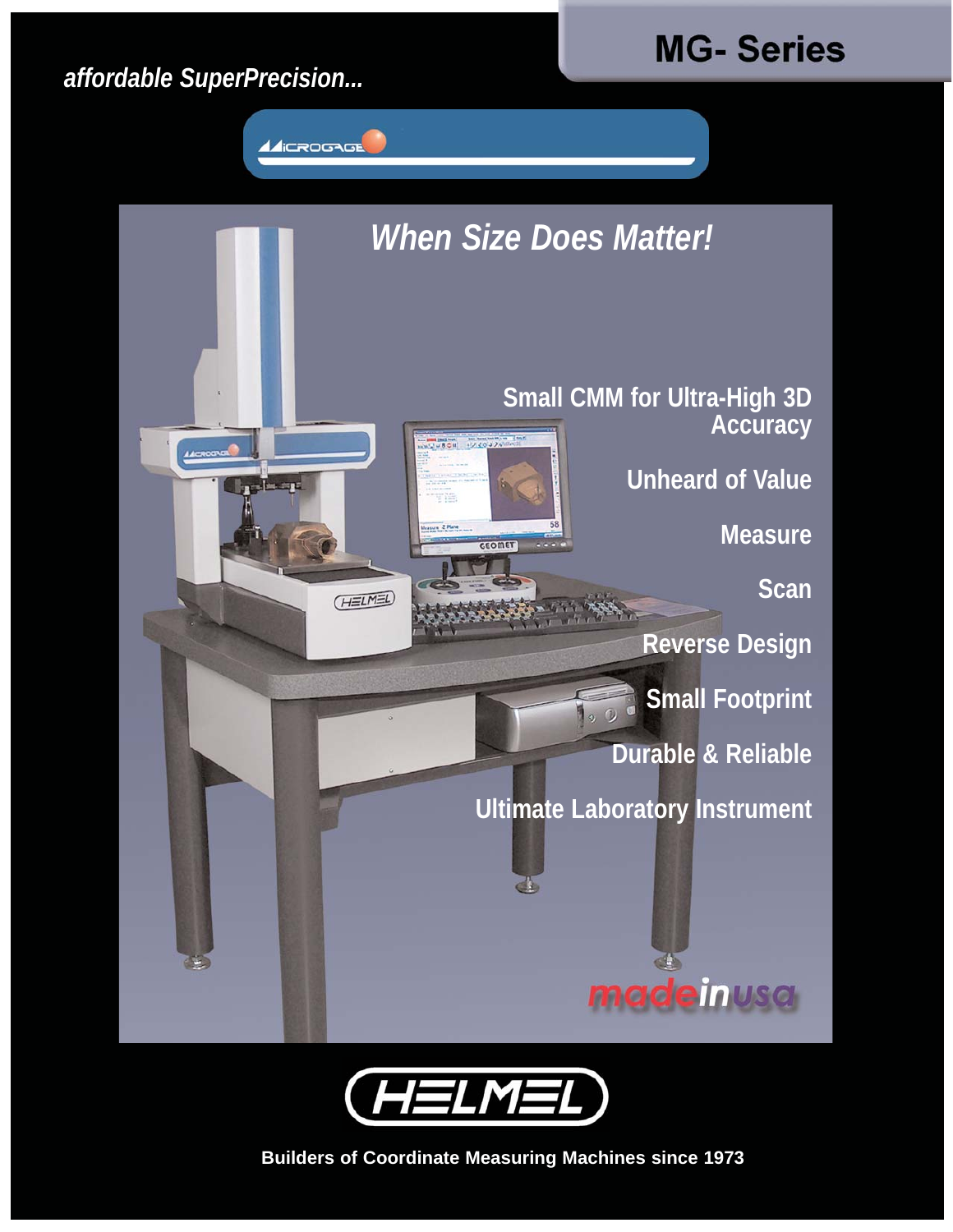# MG- Series

*affordable SuperPrecision...*

MICROGAGE

## *When Size Does Matter!*

**Small CMM for Ultra-High 3D Accuracy**

**Unheard of Value**

**Measure**

**Scan**

**Reverse Design**

**Small Footprint**

**Durable & Reliable**

**Ultimate Laboratory Instrument**

madeinusa

HELMEL

**Builders of Coordinate Measuring Machines since 1973**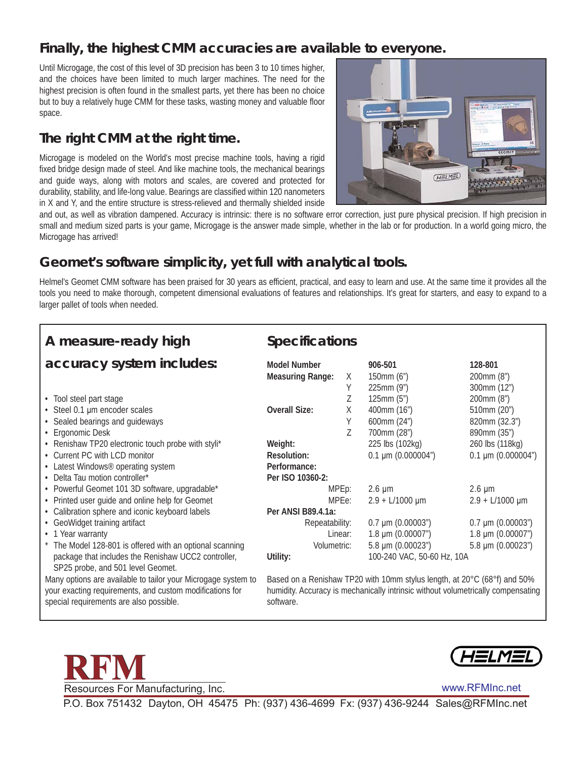## Finally, the highest CMM accuracies are available to everyone.

Until Microgage, the cost of this level of 3D precision has been 3 to 10 times higher, and the choices have been limited to much larger machines. The need for the highest precision is often found in the smallest parts, yet there has been no choice but to buy a relatively huge CMM for these tasks, wasting money and valuable floor space.

## The right CMM at the right time.

Microgage is modeled on the World's most precise machine tools, having a rigid fixed bridge design made of steel. And like machine tools, the mechanical bearings and guide ways, along with motors and scales, are covered and protected for durability, stability, and life-long value. Bearings are classified within 120 nanometers in X and Y, and the entire structure is stress-relieved and thermally shielded inside and out, as well as vibration dampened. Accuracy is intrinsic: there is no software error correction, just pure physical precision. If high precision in small and medium sized parts is your game, Microgage is the answer made simple, whether in the lab or for production. In a world going micro, the Microgage has arrived!

## Geomet's software simplicity, yet full with analytical tools.

Helmel's Geomet CMM software has been praised for 30 years as efficient, practical, and easy to learn and use. At the same time it provides all the tools you need to make thorough, competent dimensional evaluations of features and relationships. It's great for starters, and easy to expand to a larger pallet of tools when needed.

## A measure-ready high accuracy system includes:

- Tool steel part stage
- Steel 0.1 µm encoder scales
- Sealed bearings and guideways
- Ergonomic Desk
- Renishaw TP20 electronic touch probe with styli*
- Current PC with LCD monitor
- Latest Windows® operating system
- Delta Tau motion controller*
- Powerful Geomet 101 3D software, upgradable*
- Printed user guide and online help for Geomet
- Calibration sphere and iconic keyboard labels
- GeoWidget training artifact
- 1 Year warranty

\* The Model 128-801 is offered with an optional scanning package that includes the Renishaw UCC2 controller, SP25 probe, and 501 level Geomet.

Many options are available to tailor your Microgage system to your exacting requirements, and custom modifications for special requirements are also possible.

## Specifications

| | | 906-501 | 128-801 |
|---|---|---|---|
| **Model Number** | | **906-501** | **128-801** |
| **Measuring Range:** | X | 150mm (6") | 200mm (8") |
| | Y | 225mm (9") | 300mm (12") |
| | Z | 125mm (5") | 200mm (8") |
| **Overall Size:** | X | 400mm (16") | 510mm (20") |
| | Y | 600mm (24") | 820mm (32.3") |
| | Z | 700mm (28") | 890mm (35") |
| **Weight:** | | 225 lbs (102kg) | 260 lbs (118kg) |
| **Resolution:** | | 0.1 µm (0.000004") | 0.1 µm (0.000004") |
| **Performance:** | | | |
| **Per ISO 10360-2:** | | | |
| MPEp: | | 2.6 µm | 2.6 µm |
| MPEe: | | 2.9 + L/1000 µm | 2.9 + L/1000 µm |
| **Per ANSI B89.4.1a:** | | | |
| Repeatability: | | 0.7 µm (0.00003") | 0.7 µm (0.00003") |
| Linear: | | 1.8 µm (0.00007") | 1.8 µm (0.00007") |
| Volumetric: | | 5.8 µm (0.00023") | 5.8 µm (0.00023") |
| **Utility:** | | 100-240 VAC, 50-60 Hz, 10A | |

Based on a Renishaw TP20 with 10mm stylus length, at 20°C (68°f) and 50% humidity. Accuracy is mechanically intrinsic without volumetrically compensating software.

RFM

Resources For Manufacturing, Inc.

HELMEL

www.RFMInc.net

P.O. Box 751432 Dayton, OH 45475 Ph: (937) 436-4699 Fx: (937) 436-9244 Sales@RFMInc.net